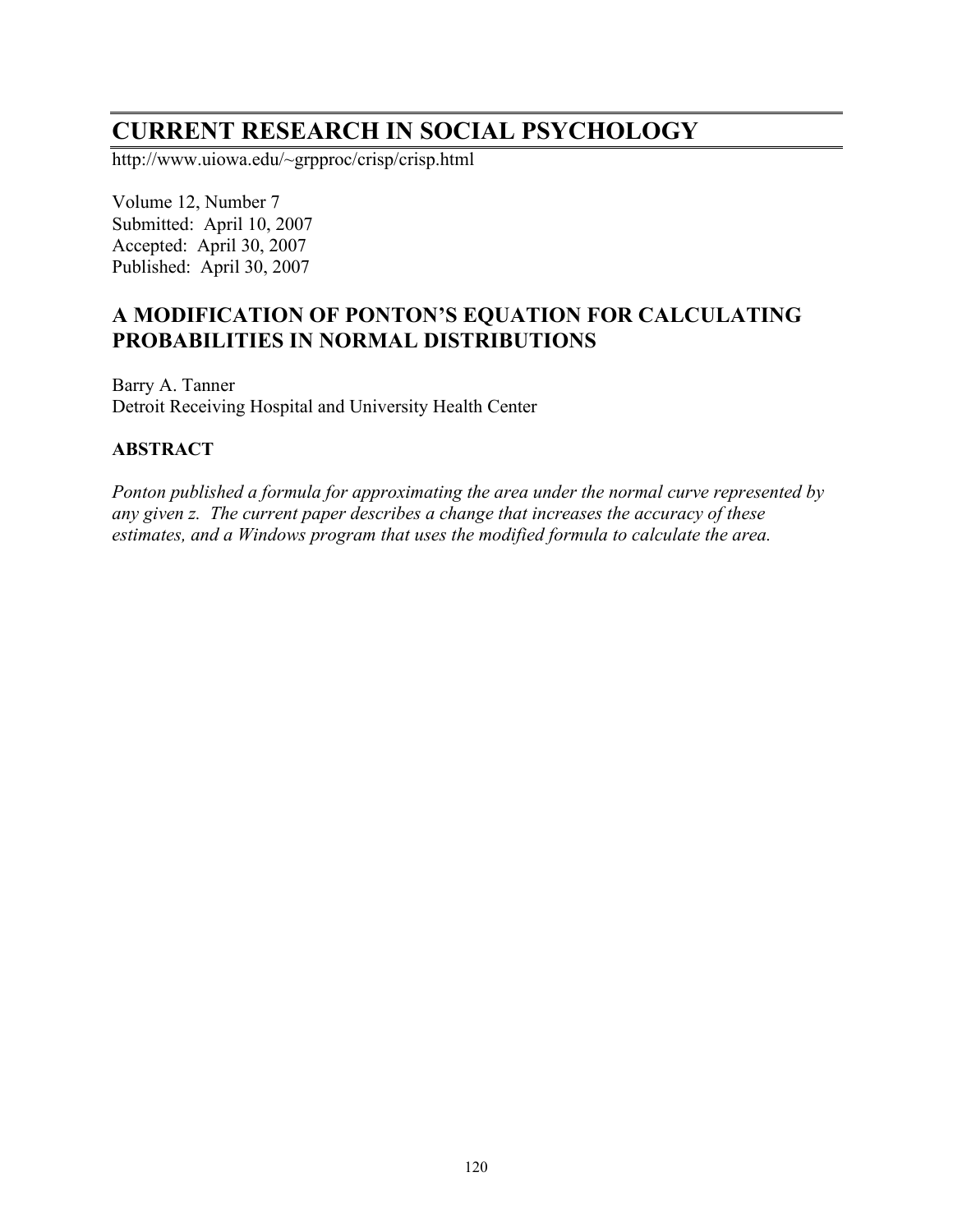# CURRENT RESEARCH IN SOCIAL PSYCHOLOGY

http://www.uiowa.edu/~grpproc/crisp/crisp.html

Volume 12, Number 7
Submitted: April 10, 2007
Accepted: April 30, 2007
Published: April 30, 2007

## A MODIFICATION OF PONTON'S EQUATION FOR CALCULATING PROBABILITIES IN NORMAL DISTRIBUTIONS

Barry A. Tanner
Detroit Receiving Hospital and University Health Center

### ABSTRACT

*Ponton published a formula for approximating the area under the normal curve represented by any given z. The current paper describes a change that increases the accuracy of these estimates, and a Windows program that uses the modified formula to calculate the area.*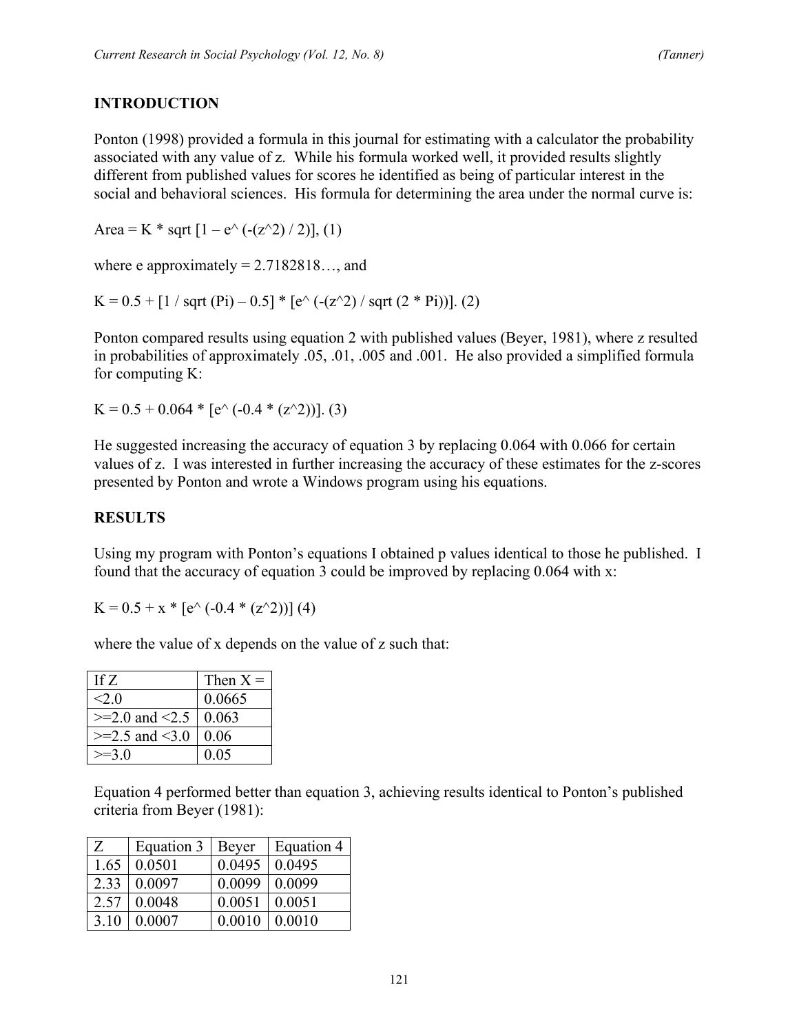## INTRODUCTION

Ponton (1998) provided a formula in this journal for estimating with a calculator the probability associated with any value of z. While his formula worked well, it provided results slightly different from published values for scores he identified as being of particular interest in the social and behavioral sciences. His formula for determining the area under the normal curve is:

$$\text{Area} = K * \text{sqrt}\left[1 - e^{\left(-(z^2)/2\right)}\right], \quad (1)$$

where e approximately = 2.7182818…, and

$$K = 0.5 + \left[1 / \text{sqrt}(\text{Pi}) - 0.5\right] * \left[e^{\left(-(z^2)/\text{sqrt}(2 * \text{Pi})\right)}\right]. \quad (2)$$

Ponton compared results using equation 2 with published values (Beyer, 1981), where z resulted in probabilities of approximately .05, .01, .005 and .001. He also provided a simplified formula for computing K:

$$K = 0.5 + 0.064 * \left[e^{\left(-0.4 * (z^2)\right)}\right]. \quad (3)$$

He suggested increasing the accuracy of equation 3 by replacing 0.064 with 0.066 for certain values of z. I was interested in further increasing the accuracy of these estimates for the z-scores presented by Ponton and wrote a Windows program using his equations.

## RESULTS

Using my program with Ponton's equations I obtained p values identical to those he published. I found that the accuracy of equation 3 could be improved by replacing 0.064 with x:

$$K = 0.5 + x * \left[e^{\left(-0.4 * (z^2)\right)}\right] \quad (4)$$

where the value of x depends on the value of z such that:

| If Z | Then X = |
|---|---|
| <2.0 | 0.0665 |
| >=2.0 and <2.5 | 0.063 |
| >=2.5 and <3.0 | 0.06 |
| >=3.0 | 0.05 |

Equation 4 performed better than equation 3, achieving results identical to Ponton's published criteria from Beyer (1981):

| Z | Equation 3 | Beyer | Equation 4 |
|---|---|---|---|
| 1.65 | 0.0501 | 0.0495 | 0.0495 |
| 2.33 | 0.0097 | 0.0099 | 0.0099 |
| 2.57 | 0.0048 | 0.0051 | 0.0051 |
| 3.10 | 0.0007 | 0.0010 | 0.0010 |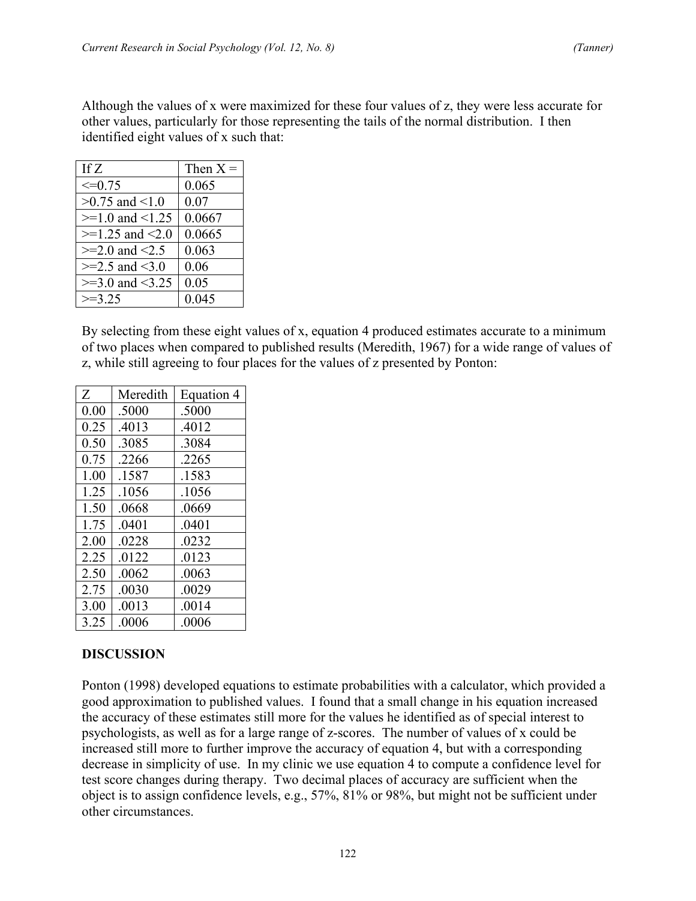Although the values of x were maximized for these four values of z, they were less accurate for other values, particularly for those representing the tails of the normal distribution. I then identified eight values of x such that:

| If Z | Then X = |
|---|---|
| <=0.75 | 0.065 |
| >0.75 and <1.0 | 0.07 |
| >=1.0 and <1.25 | 0.0667 |
| >=1.25 and <2.0 | 0.0665 |
| >=2.0 and <2.5 | 0.063 |
| >=2.5 and <3.0 | 0.06 |
| >=3.0 and <3.25 | 0.05 |
| >=3.25 | 0.045 |

By selecting from these eight values of x, equation 4 produced estimates accurate to a minimum of two places when compared to published results (Meredith, 1967) for a wide range of values of z, while still agreeing to four places for the values of z presented by Ponton:

| Z | Meredith | Equation 4 |
|---|---|---|
| 0.00 | .5000 | .5000 |
| 0.25 | .4013 | .4012 |
| 0.50 | .3085 | .3084 |
| 0.75 | .2266 | .2265 |
| 1.00 | .1587 | .1583 |
| 1.25 | .1056 | .1056 |
| 1.50 | .0668 | .0669 |
| 1.75 | .0401 | .0401 |
| 2.00 | .0228 | .0232 |
| 2.25 | .0122 | .0123 |
| 2.50 | .0062 | .0063 |
| 2.75 | .0030 | .0029 |
| 3.00 | .0013 | .0014 |
| 3.25 | .0006 | .0006 |

**DISCUSSION**

Ponton (1998) developed equations to estimate probabilities with a calculator, which provided a good approximation to published values. I found that a small change in his equation increased the accuracy of these estimates still more for the values he identified as of special interest to psychologists, as well as for a large range of z-scores. The number of values of x could be increased still more to further improve the accuracy of equation 4, but with a corresponding decrease in simplicity of use. In my clinic we use equation 4 to compute a confidence level for test score changes during therapy. Two decimal places of accuracy are sufficient when the object is to assign confidence levels, e.g., 57%, 81% or 98%, but might not be sufficient under other circumstances.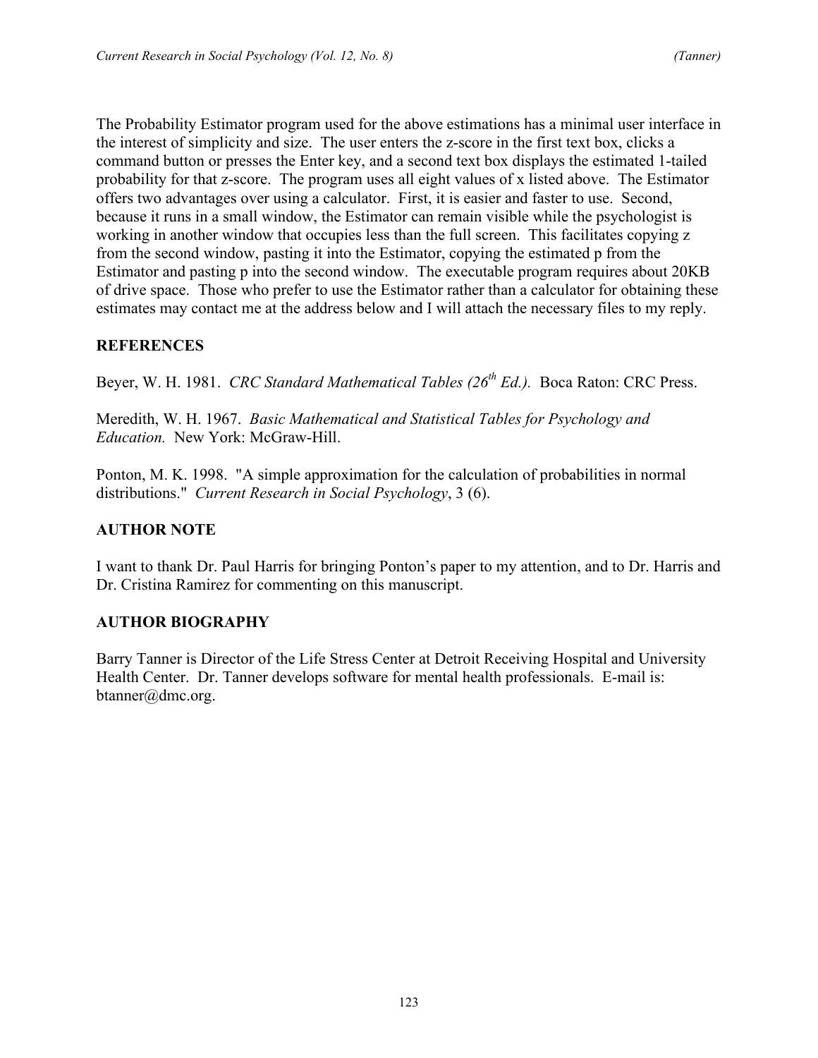The Probability Estimator program used for the above estimations has a minimal user interface in the interest of simplicity and size. The user enters the z-score in the first text box, clicks a command button or presses the Enter key, and a second text box displays the estimated 1-tailed probability for that z-score. The program uses all eight values of x listed above. The Estimator offers two advantages over using a calculator. First, it is easier and faster to use. Second, because it runs in a small window, the Estimator can remain visible while the psychologist is working in another window that occupies less than the full screen. This facilitates copying z from the second window, pasting it into the Estimator, copying the estimated p from the Estimator and pasting p into the second window. The executable program requires about 20KB of drive space. Those who prefer to use the Estimator rather than a calculator for obtaining these estimates may contact me at the address below and I will attach the necessary files to my reply.

## REFERENCES

Beyer, W. H. 1981. *CRC Standard Mathematical Tables (26th Ed.).* Boca Raton: CRC Press.

Meredith, W. H. 1967. *Basic Mathematical and Statistical Tables for Psychology and Education.* New York: McGraw-Hill.

Ponton, M. K. 1998. "A simple approximation for the calculation of probabilities in normal distributions." *Current Research in Social Psychology*, 3 (6).

## AUTHOR NOTE

I want to thank Dr. Paul Harris for bringing Ponton's paper to my attention, and to Dr. Harris and Dr. Cristina Ramirez for commenting on this manuscript.

## AUTHOR BIOGRAPHY

Barry Tanner is Director of the Life Stress Center at Detroit Receiving Hospital and University Health Center. Dr. Tanner develops software for mental health professionals. E-mail is: btanner@dmc.org.